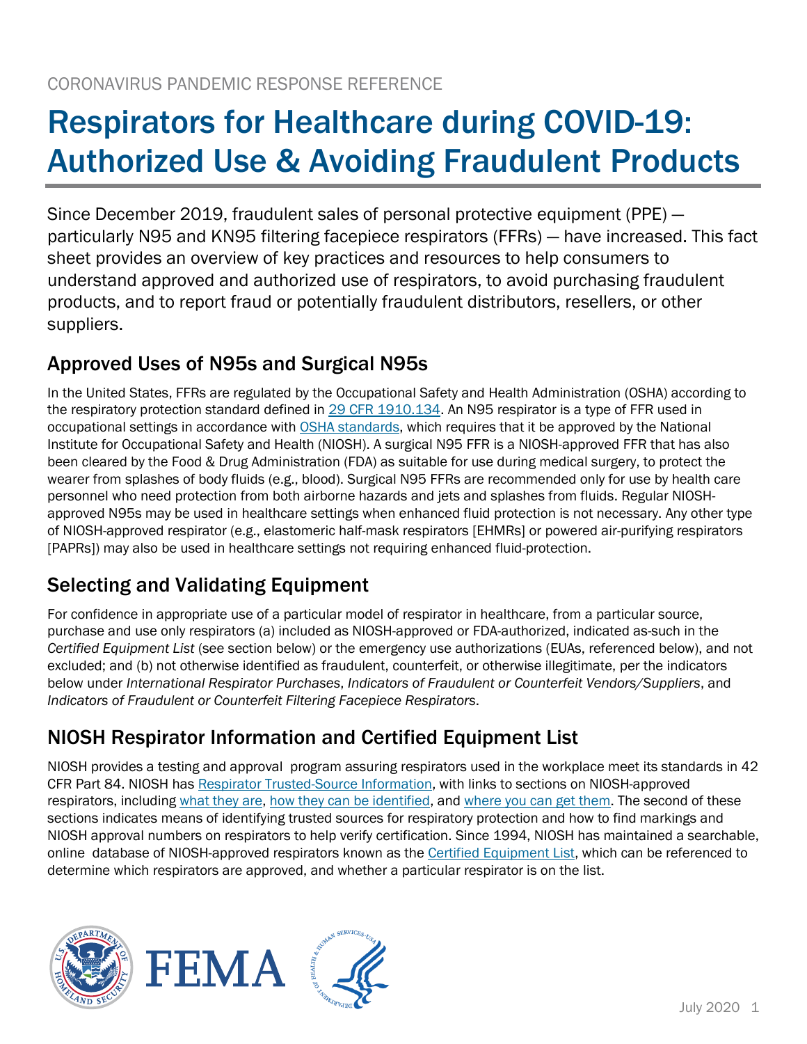CORONAVIRUS PANDEMIC RESPONSE REFERENCE

# Respirators for Healthcare during COVID-19: Authorized Use & Avoiding Fraudulent Products

Since December 2019, fraudulent sales of personal protective equipment (PPE) — particularly N95 and KN95 filtering facepiece respirators (FFRs) — have increased. This fact sheet provides an overview of key practices and resources to help consumers to understand approved and authorized use of respirators, to avoid purchasing fraudulent products, and to report fraud or potentially fraudulent distributors, resellers, or other suppliers.

## Approved Uses of N95s and Surgical N95s

In the United States, FFRs are regulated by the Occupational Safety and Health Administration (OSHA) according to the respiratory protection standard defined in 29 CFR 1910.134. An N95 respirator is a type of FFR used in occupational settings in accordance with OSHA standards, which requires that it be approved by the National Institute for Occupational Safety and Health (NIOSH). A surgical N95 FFR is a NIOSH-approved FFR that has also been cleared by the Food & Drug Administration (FDA) as suitable for use during medical surgery, to protect the wearer from splashes of body fluids (e.g., blood). Surgical N95 FFRs are recommended only for use by health care personnel who need protection from both airborne hazards and jets and splashes from fluids. Regular NIOSH-approved N95s may be used in healthcare settings when enhanced fluid protection is not necessary. Any other type of NIOSH-approved respirator (e.g., elastomeric half-mask respirators [EHMRs] or powered air-purifying respirators [PAPRs]) may also be used in healthcare settings not requiring enhanced fluid-protection.

## Selecting and Validating Equipment

For confidence in appropriate use of a particular model of respirator in healthcare, from a particular source, purchase and use only respirators (a) included as NIOSH-approved or FDA-authorized, indicated as-such in the *Certified Equipment List* (see section below) or the emergency use authorizations (EUAs, referenced below), and not excluded; and (b) not otherwise identified as fraudulent, counterfeit, or otherwise illegitimate, per the indicators below under *International Respirator Purchases*, *Indicators of Fraudulent or Counterfeit Vendors/Suppliers*, and *Indicators of Fraudulent or Counterfeit Filtering Facepiece Respirators*.

## NIOSH Respirator Information and Certified Equipment List

NIOSH provides a testing and approval program assuring respirators used in the workplace meet its standards in 42 CFR Part 84. NIOSH has Respirator Trusted-Source Information, with links to sections on NIOSH-approved respirators, including what they are, how they can be identified, and where you can get them. The second of these sections indicates means of identifying trusted sources for respiratory protection and how to find markings and NIOSH approval numbers on respirators to help verify certification. Since 1994, NIOSH has maintained a searchable, online database of NIOSH-approved respirators known as the Certified Equipment List, which can be referenced to determine which respirators are approved, and whether a particular respirator is on the list.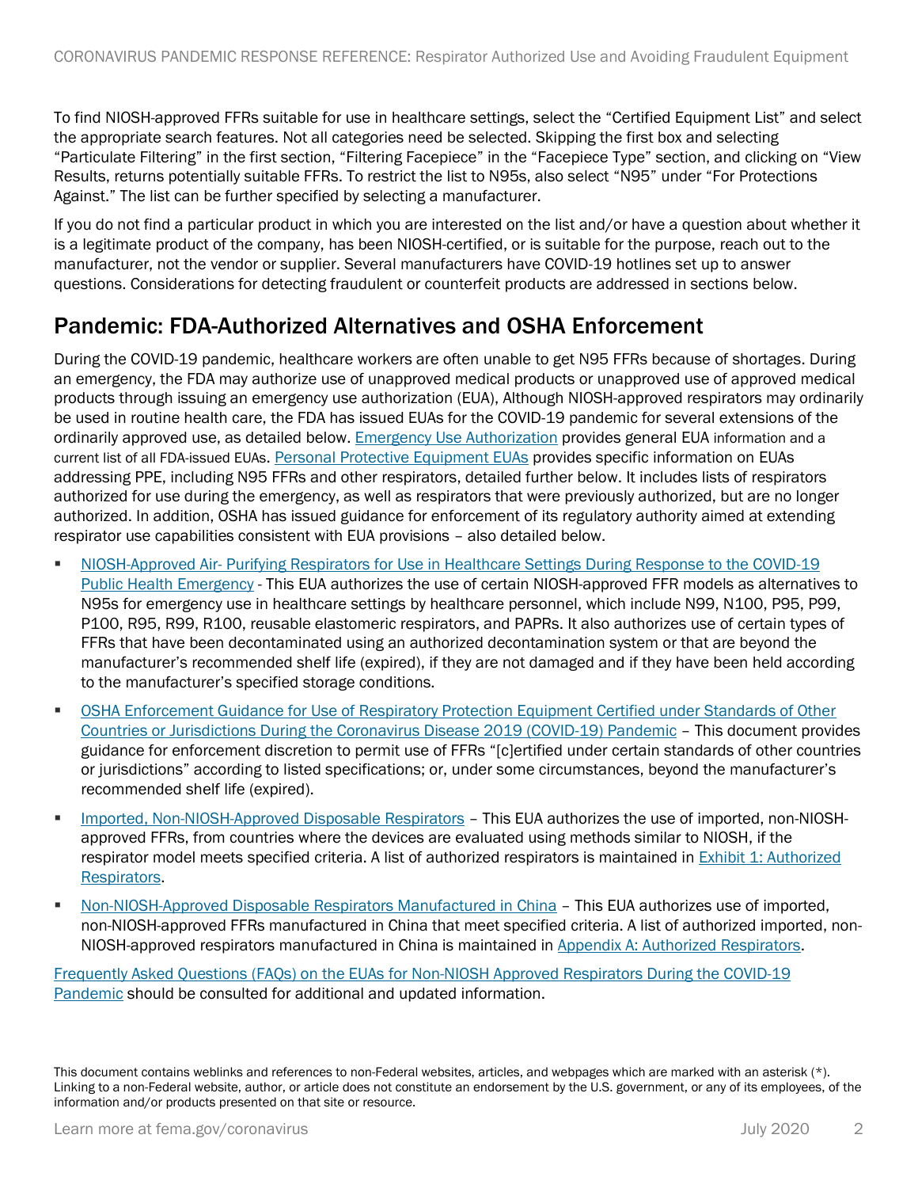To find NIOSH-approved FFRs suitable for use in healthcare settings, select the "Certified Equipment List" and select the appropriate search features. Not all categories need be selected. Skipping the first box and selecting "Particulate Filtering" in the first section, "Filtering Facepiece" in the "Facepiece Type" section, and clicking on "View Results, returns potentially suitable FFRs. To restrict the list to N95s, also select "N95" under "For Protections Against." The list can be further specified by selecting a manufacturer.

If you do not find a particular product in which you are interested on the list and/or have a question about whether it is a legitimate product of the company, has been NIOSH-certified, or is suitable for the purpose, reach out to the manufacturer, not the vendor or supplier. Several manufacturers have COVID-19 hotlines set up to answer questions. Considerations for detecting fraudulent or counterfeit products are addressed in sections below.

## Pandemic: FDA-Authorized Alternatives and OSHA Enforcement

During the COVID-19 pandemic, healthcare workers are often unable to get N95 FFRs because of shortages. During an emergency, the FDA may authorize use of unapproved medical products or unapproved use of approved medical products through issuing an emergency use authorization (EUA), Although NIOSH-approved respirators may ordinarily be used in routine health care, the FDA has issued EUAs for the COVID-19 pandemic for several extensions of the ordinarily approved use, as detailed below. Emergency Use Authorization provides general EUA information and a current list of all FDA-issued EUAs. Personal Protective Equipment EUAs provides specific information on EUAs addressing PPE, including N95 FFRs and other respirators, detailed further below. It includes lists of respirators authorized for use during the emergency, as well as respirators that were previously authorized, but are no longer authorized. In addition, OSHA has issued guidance for enforcement of its regulatory authority aimed at extending respirator use capabilities consistent with EUA provisions – also detailed below.

- NIOSH-Approved Air- Purifying Respirators for Use in Healthcare Settings During Response to the COVID-19 Public Health Emergency - This EUA authorizes the use of certain NIOSH-approved FFR models as alternatives to N95s for emergency use in healthcare settings by healthcare personnel, which include N99, N100, P95, P99, P100, R95, R99, R100, reusable elastomeric respirators, and PAPRs. It also authorizes use of certain types of FFRs that have been decontaminated using an authorized decontamination system or that are beyond the manufacturer's recommended shelf life (expired), if they are not damaged and if they have been held according to the manufacturer's specified storage conditions.
- OSHA Enforcement Guidance for Use of Respiratory Protection Equipment Certified under Standards of Other Countries or Jurisdictions During the Coronavirus Disease 2019 (COVID-19) Pandemic – This document provides guidance for enforcement discretion to permit use of FFRs "[c]ertified under certain standards of other countries or jurisdictions" according to listed specifications; or, under some circumstances, beyond the manufacturer's recommended shelf life (expired).
- Imported, Non-NIOSH-Approved Disposable Respirators – This EUA authorizes the use of imported, non-NIOSH-approved FFRs, from countries where the devices are evaluated using methods similar to NIOSH, if the respirator model meets specified criteria. A list of authorized respirators is maintained in Exhibit 1: Authorized Respirators.
- Non-NIOSH-Approved Disposable Respirators Manufactured in China – This EUA authorizes use of imported, non-NIOSH-approved FFRs manufactured in China that meet specified criteria. A list of authorized imported, non-NIOSH-approved respirators manufactured in China is maintained in Appendix A: Authorized Respirators.

Frequently Asked Questions (FAQs) on the EUAs for Non-NIOSH Approved Respirators During the COVID-19 Pandemic should be consulted for additional and updated information.

This document contains weblinks and references to non-Federal websites, articles, and webpages which are marked with an asterisk (*). Linking to a non-Federal website, author, or article does not constitute an endorsement by the U.S. government, or any of its employees, of the information and/or products presented on that site or resource.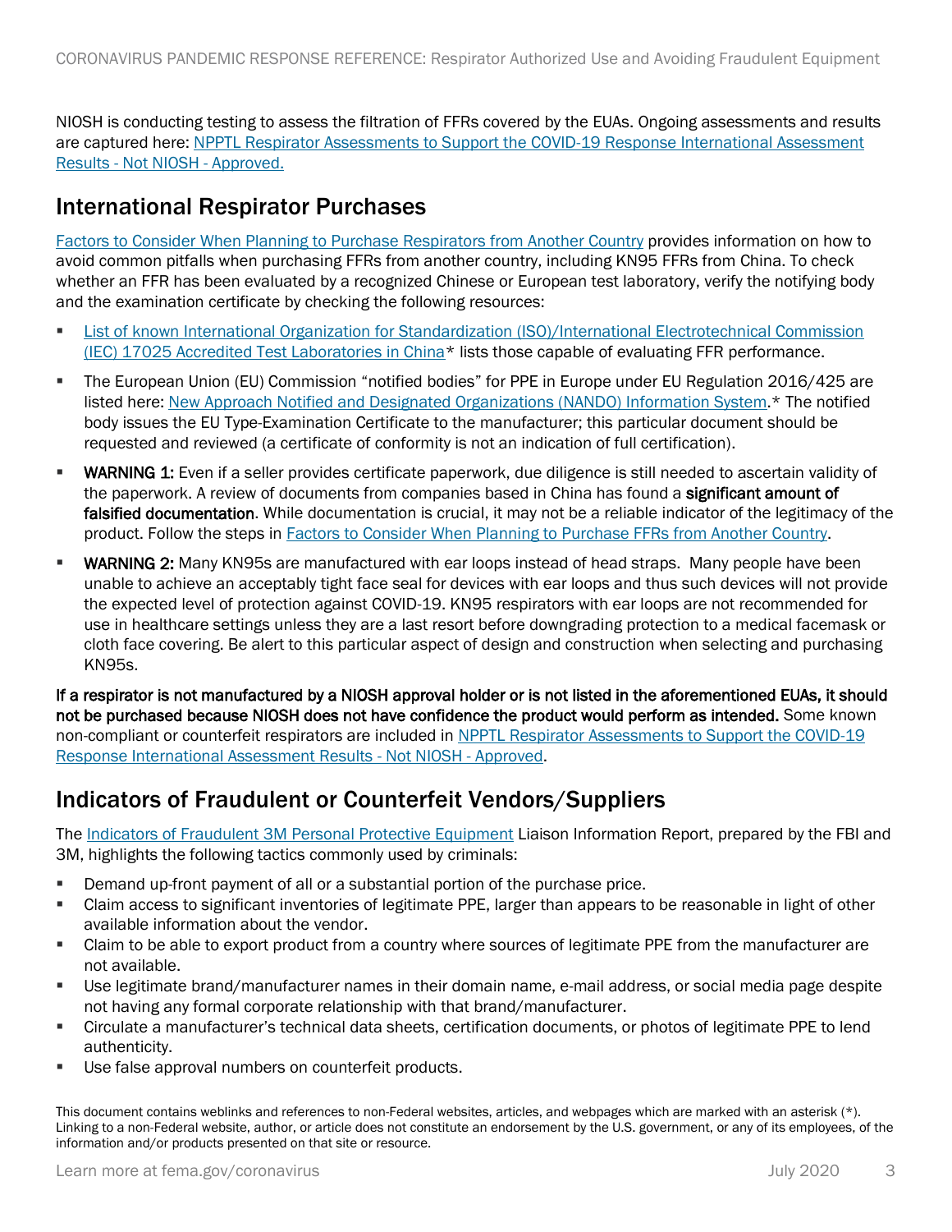NIOSH is conducting testing to assess the filtration of FFRs covered by the EUAs. Ongoing assessments and results are captured here: [NPPTL Respirator Assessments to Support the COVID-19 Response International Assessment Results - Not NIOSH - Approved.]()

## International Respirator Purchases

[Factors to Consider When Planning to Purchase Respirators from Another Country]() provides information on how to avoid common pitfalls when purchasing FFRs from another country, including KN95 FFRs from China. To check whether an FFR has been evaluated by a recognized Chinese or European test laboratory, verify the notifying body and the examination certificate by checking the following resources:

- [List of known International Organization for Standardization (ISO)/International Electrotechnical Commission (IEC) 17025 Accredited Test Laboratories in China]()* lists those capable of evaluating FFR performance.
- The European Union (EU) Commission "notified bodies" for PPE in Europe under EU Regulation 2016/425 are listed here: [New Approach Notified and Designated Organizations (NANDO) Information System]().* The notified body issues the EU Type-Examination Certificate to the manufacturer; this particular document should be requested and reviewed (a certificate of conformity is not an indication of full certification).
- **WARNING 1:** Even if a seller provides certificate paperwork, due diligence is still needed to ascertain validity of the paperwork. A review of documents from companies based in China has found a **significant amount of falsified documentation**. While documentation is crucial, it may not be a reliable indicator of the legitimacy of the product. Follow the steps in [Factors to Consider When Planning to Purchase FFRs from Another Country]().
- **WARNING 2:** Many KN95s are manufactured with ear loops instead of head straps. Many people have been unable to achieve an acceptably tight face seal for devices with ear loops and thus such devices will not provide the expected level of protection against COVID-19. KN95 respirators with ear loops are not recommended for use in healthcare settings unless they are a last resort before downgrading protection to a medical facemask or cloth face covering. Be alert to this particular aspect of design and construction when selecting and purchasing KN95s.

**If a respirator is not manufactured by a NIOSH approval holder or is not listed in the aforementioned EUAs, it should not be purchased because NIOSH does not have confidence the product would perform as intended.** Some known non-compliant or counterfeit respirators are included in [NPPTL Respirator Assessments to Support the COVID-19 Response International Assessment Results - Not NIOSH - Approved]().

## Indicators of Fraudulent or Counterfeit Vendors/Suppliers

The [Indicators of Fraudulent 3M Personal Protective Equipment]() Liaison Information Report, prepared by the FBI and 3M, highlights the following tactics commonly used by criminals:

- Demand up-front payment of all or a substantial portion of the purchase price.
- Claim access to significant inventories of legitimate PPE, larger than appears to be reasonable in light of other available information about the vendor.
- Claim to be able to export product from a country where sources of legitimate PPE from the manufacturer are not available.
- Use legitimate brand/manufacturer names in their domain name, e-mail address, or social media page despite not having any formal corporate relationship with that brand/manufacturer.
- Circulate a manufacturer's technical data sheets, certification documents, or photos of legitimate PPE to lend authenticity.
- Use false approval numbers on counterfeit products.

This document contains weblinks and references to non-Federal websites, articles, and webpages which are marked with an asterisk (*). Linking to a non-Federal website, author, or article does not constitute an endorsement by the U.S. government, or any of its employees, of the information and/or products presented on that site or resource.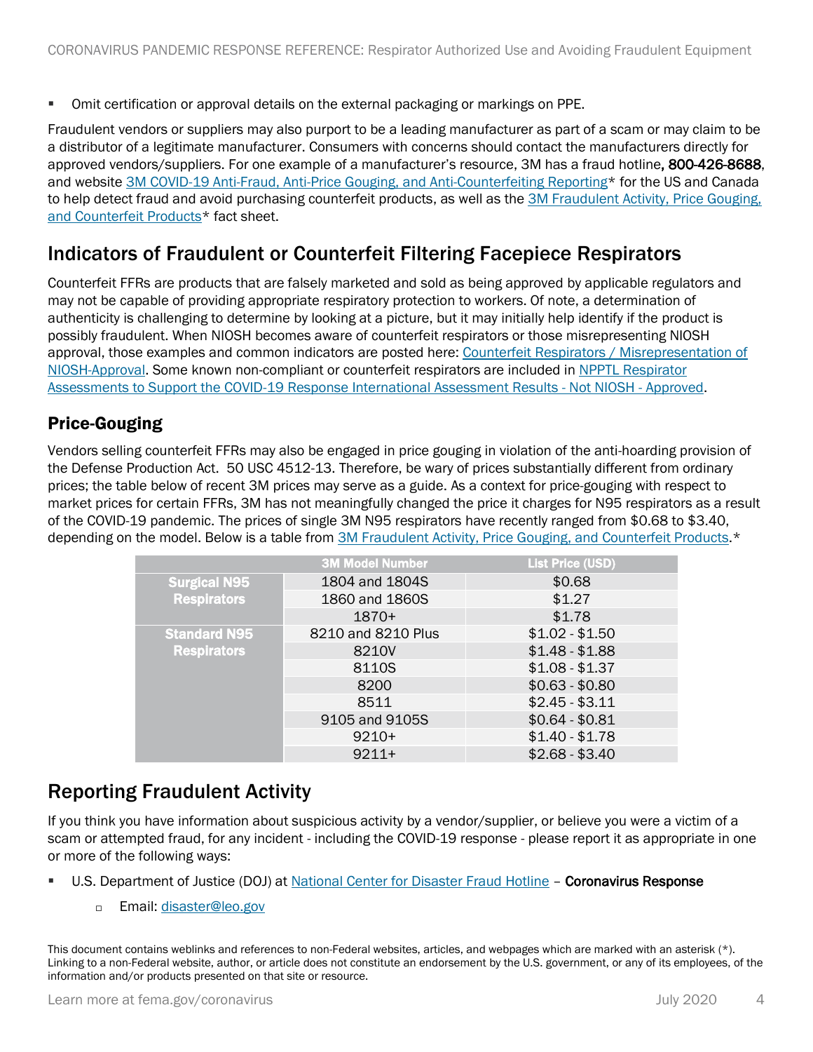- Omit certification or approval details on the external packaging or markings on PPE.

Fraudulent vendors or suppliers may also purport to be a leading manufacturer as part of a scam or may claim to be a distributor of a legitimate manufacturer. Consumers with concerns should contact the manufacturers directly for approved vendors/suppliers. For one example of a manufacturer's resource, 3M has a fraud hotline**, 800-426-8688**, and website [3M COVID-19 Anti-Fraud, Anti-Price Gouging, and Anti-Counterfeiting Reporting]* for the US and Canada to help detect fraud and avoid purchasing counterfeit products, as well as the [3M Fraudulent Activity, Price Gouging, and Counterfeit Products]* fact sheet.

## Indicators of Fraudulent or Counterfeit Filtering Facepiece Respirators

Counterfeit FFRs are products that are falsely marketed and sold as being approved by applicable regulators and may not be capable of providing appropriate respiratory protection to workers. Of note, a determination of authenticity is challenging to determine by looking at a picture, but it may initially help identify if the product is possibly fraudulent. When NIOSH becomes aware of counterfeit respirators or those misrepresenting NIOSH approval, those examples and common indicators are posted here: [Counterfeit Respirators / Misrepresentation of NIOSH-Approval]. Some known non-compliant or counterfeit respirators are included in [NPPTL Respirator Assessments to Support the COVID-19 Response International Assessment Results - Not NIOSH - Approved].

### Price-Gouging

Vendors selling counterfeit FFRs may also be engaged in price gouging in violation of the anti-hoarding provision of the Defense Production Act. 50 USC 4512-13. Therefore, be wary of prices substantially different from ordinary prices; the table below of recent 3M prices may serve as a guide. As a context for price-gouging with respect to market prices for certain FFRs, 3M has not meaningfully changed the price it charges for N95 respirators as a result of the COVID-19 pandemic. The prices of single 3M N95 respirators have recently ranged from $0.68 to $3.40, depending on the model. Below is a table from [3M Fraudulent Activity, Price Gouging, and Counterfeit Products].*

| | 3M Model Number | List Price (USD) |
|---|---|---|
| **Surgical N95 Respirators** | 1804 and 1804S | $0.68 |
| | 1860 and 1860S | $1.27 |
| | 1870+ | $1.78 |
| **Standard N95 Respirators** | 8210 and 8210 Plus | $1.02 - $1.50 |
| | 8210V | $1.48 - $1.88 |
| | 8110S | $1.08 - $1.37 |
| | 8200 | $0.63 - $0.80 |
| | 8511 | $2.45 - $3.11 |
| | 9105 and 9105S | $0.64 - $0.81 |
| | 9210+ | $1.40 - $1.78 |
| | 9211+ | $2.68 - $3.40 |

## Reporting Fraudulent Activity

If you think you have information about suspicious activity by a vendor/supplier, or believe you were a victim of a scam or attempted fraud, for any incident - including the COVID-19 response - please report it as appropriate in one or more of the following ways:

- U.S. Department of Justice (DOJ) at [National Center for Disaster Fraud Hotline] – **Coronavirus Response**
  - Email: disaster@leo.gov

This document contains weblinks and references to non-Federal websites, articles, and webpages which are marked with an asterisk (*). Linking to a non-Federal website, author, or article does not constitute an endorsement by the U.S. government, or any of its employees, of the information and/or products presented on that site or resource.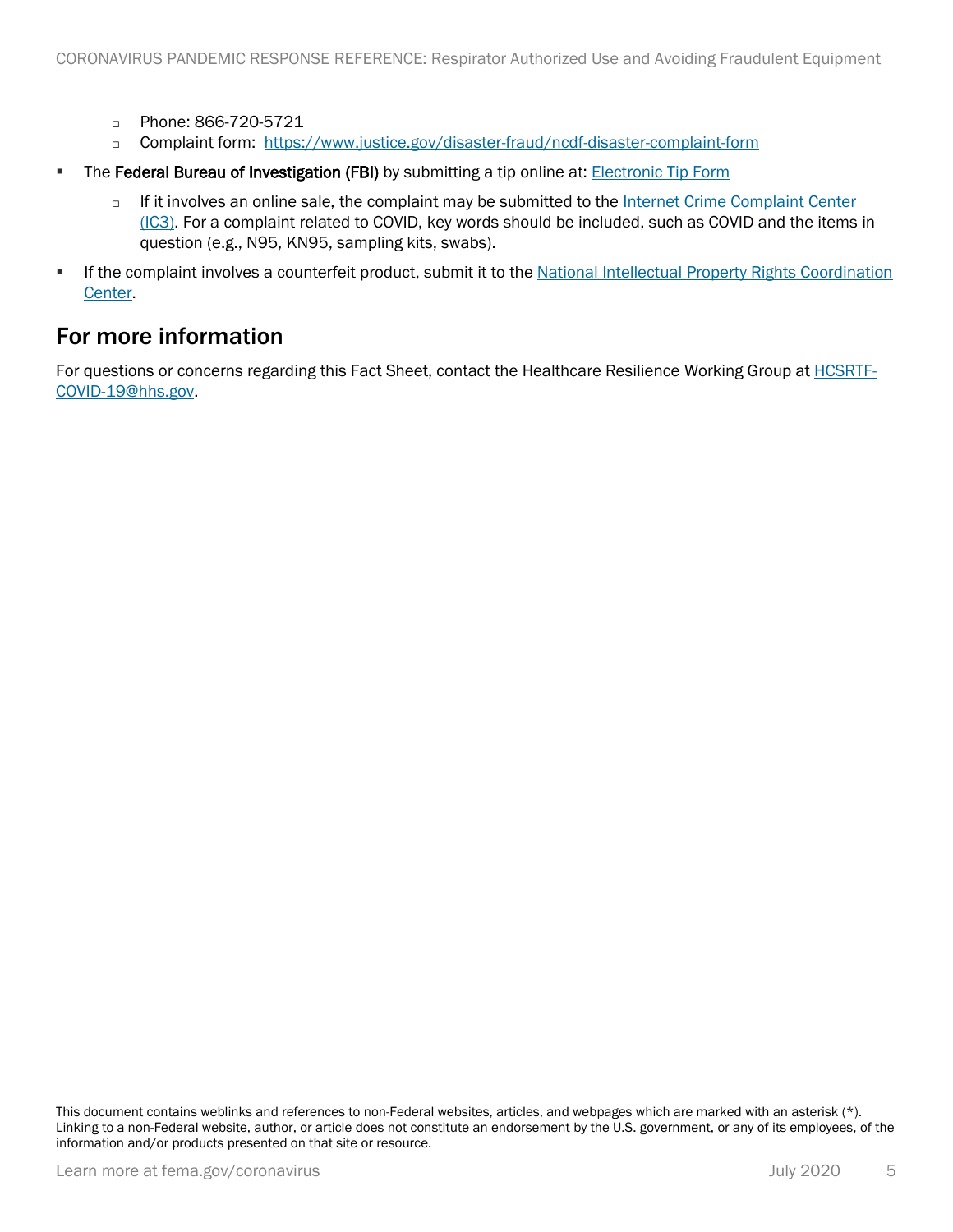- Phone: 866-720-5721
- Complaint form: https://www.justice.gov/disaster-fraud/ncdf-disaster-complaint-form

- The **Federal Bureau of Investigation (FBI)** by submitting a tip online at: Electronic Tip Form
  - If it involves an online sale, the complaint may be submitted to the Internet Crime Complaint Center (IC3). For a complaint related to COVID, key words should be included, such as COVID and the items in question (e.g., N95, KN95, sampling kits, swabs).
- If the complaint involves a counterfeit product, submit it to the National Intellectual Property Rights Coordination Center.

## For more information

For questions or concerns regarding this Fact Sheet, contact the Healthcare Resilience Working Group at HCSRTF-COVID-19@hhs.gov.

This document contains weblinks and references to non-Federal websites, articles, and webpages which are marked with an asterisk (*). Linking to a non-Federal website, author, or article does not constitute an endorsement by the U.S. government, or any of its employees, of the information and/or products presented on that site or resource.